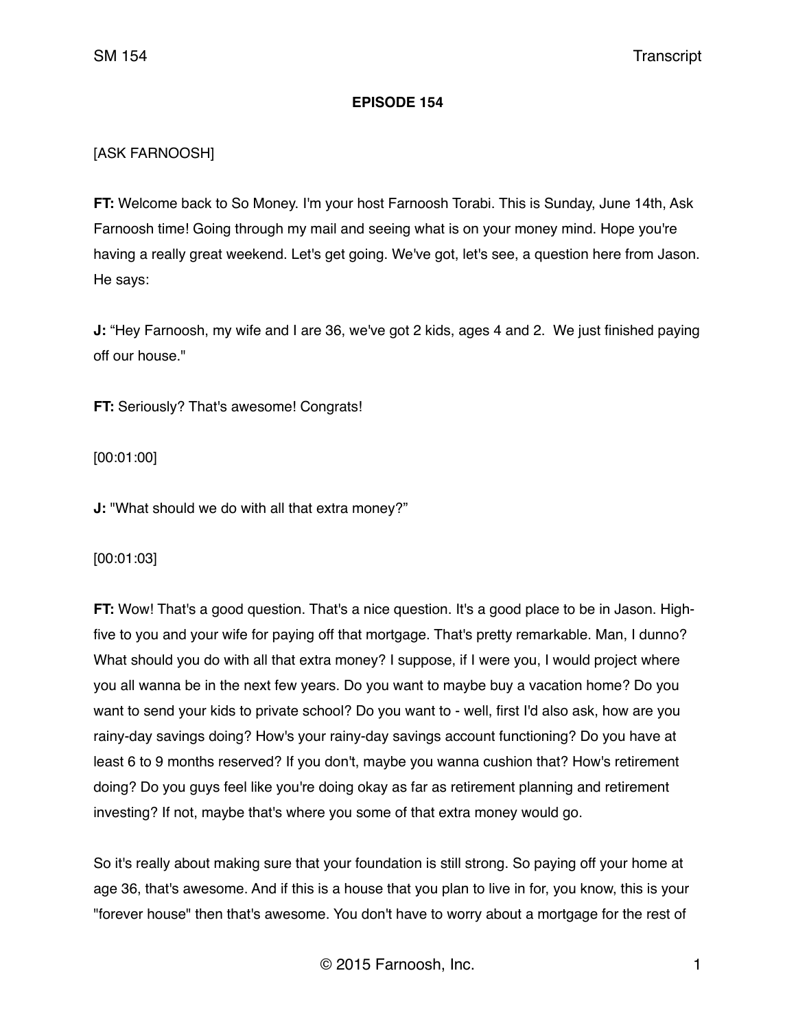**EPISODE 154**

[ASK FARNOOSH]

**FT:** Welcome back to So Money. I'm your host Farnoosh Torabi. This is Sunday, June 14th, Ask Farnoosh time! Going through my mail and seeing what is on your money mind. Hope you're having a really great weekend. Let's get going. We've got, let's see, a question here from Jason. He says:

**J:** "Hey Farnoosh, my wife and I are 36, we've got 2 kids, ages 4 and 2. We just finished paying off our house."

**FT:** Seriously? That's awesome! Congrats!

[00:01:00]

**J:** "What should we do with all that extra money?"

[00:01:03]

**FT:** Wow! That's a good question. That's a nice question. It's a good place to be in Jason. High-five to you and your wife for paying off that mortgage. That's pretty remarkable. Man, I dunno? What should you do with all that extra money? I suppose, if I were you, I would project where you all wanna be in the next few years. Do you want to maybe buy a vacation home? Do you want to send your kids to private school? Do you want to - well, first I'd also ask, how are you rainy-day savings doing? How's your rainy-day savings account functioning? Do you have at least 6 to 9 months reserved? If you don't, maybe you wanna cushion that? How's retirement doing? Do you guys feel like you're doing okay as far as retirement planning and retirement investing? If not, maybe that's where you some of that extra money would go.

So it's really about making sure that your foundation is still strong. So paying off your home at age 36, that's awesome. And if this is a house that you plan to live in for, you know, this is your "forever house" then that's awesome. You don't have to worry about a mortgage for the rest of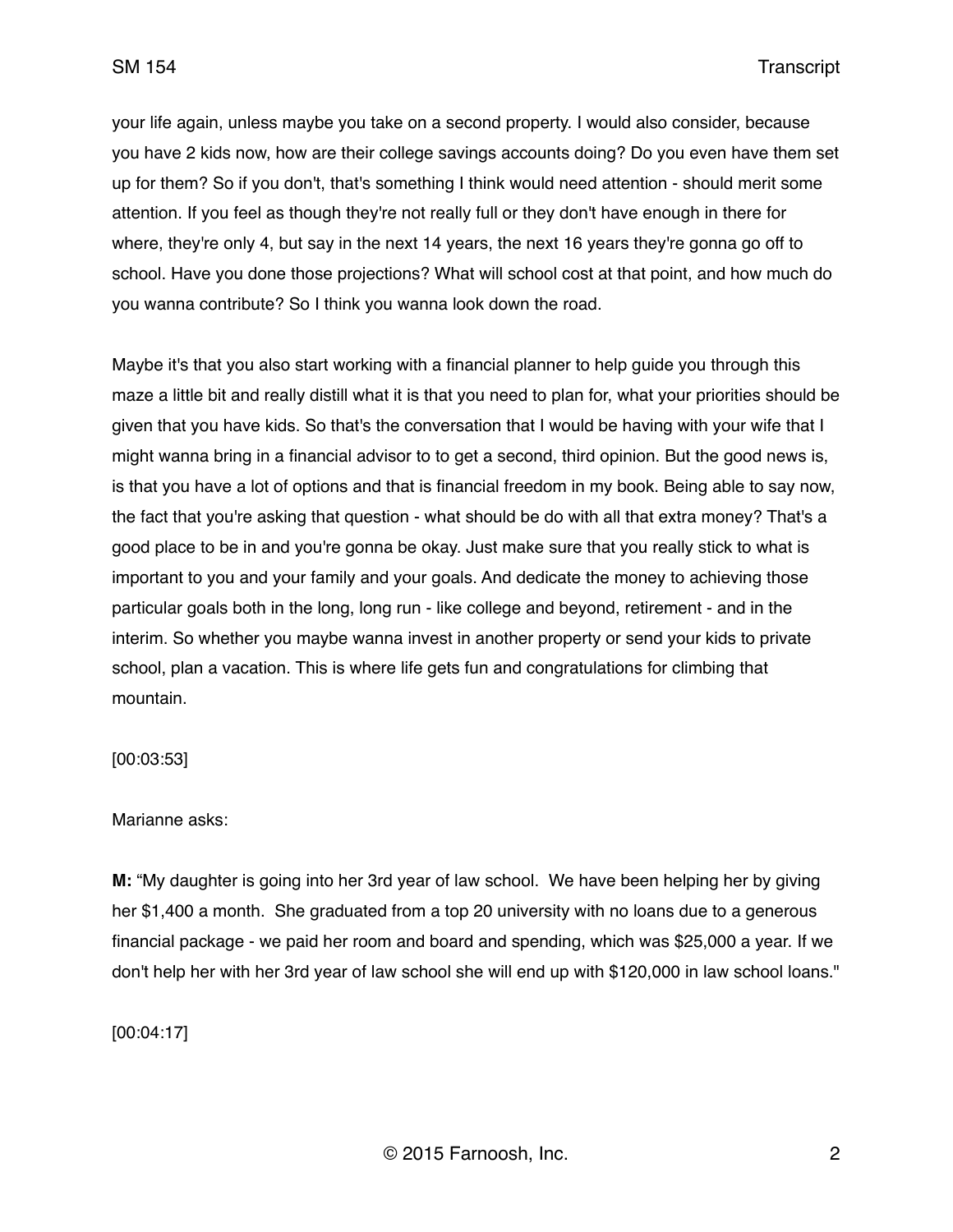your life again, unless maybe you take on a second property. I would also consider, because you have 2 kids now, how are their college savings accounts doing? Do you even have them set up for them? So if you don't, that's something I think would need attention - should merit some attention. If you feel as though they're not really full or they don't have enough in there for where, they're only 4, but say in the next 14 years, the next 16 years they're gonna go off to school. Have you done those projections? What will school cost at that point, and how much do you wanna contribute? So I think you wanna look down the road.

Maybe it's that you also start working with a financial planner to help guide you through this maze a little bit and really distill what it is that you need to plan for, what your priorities should be given that you have kids. So that's the conversation that I would be having with your wife that I might wanna bring in a financial advisor to to get a second, third opinion. But the good news is, is that you have a lot of options and that is financial freedom in my book. Being able to say now, the fact that you're asking that question - what should be do with all that extra money? That's a good place to be in and you're gonna be okay. Just make sure that you really stick to what is important to you and your family and your goals. And dedicate the money to achieving those particular goals both in the long, long run - like college and beyond, retirement - and in the interim. So whether you maybe wanna invest in another property or send your kids to private school, plan a vacation. This is where life gets fun and congratulations for climbing that mountain.

[00:03:53]

Marianne asks:

**M:** "My daughter is going into her 3rd year of law school. We have been helping her by giving her $1,400 a month. She graduated from a top 20 university with no loans due to a generous financial package - we paid her room and board and spending, which was $25,000 a year. If we don't help her with her 3rd year of law school she will end up with $120,000 in law school loans."

[00:04:17]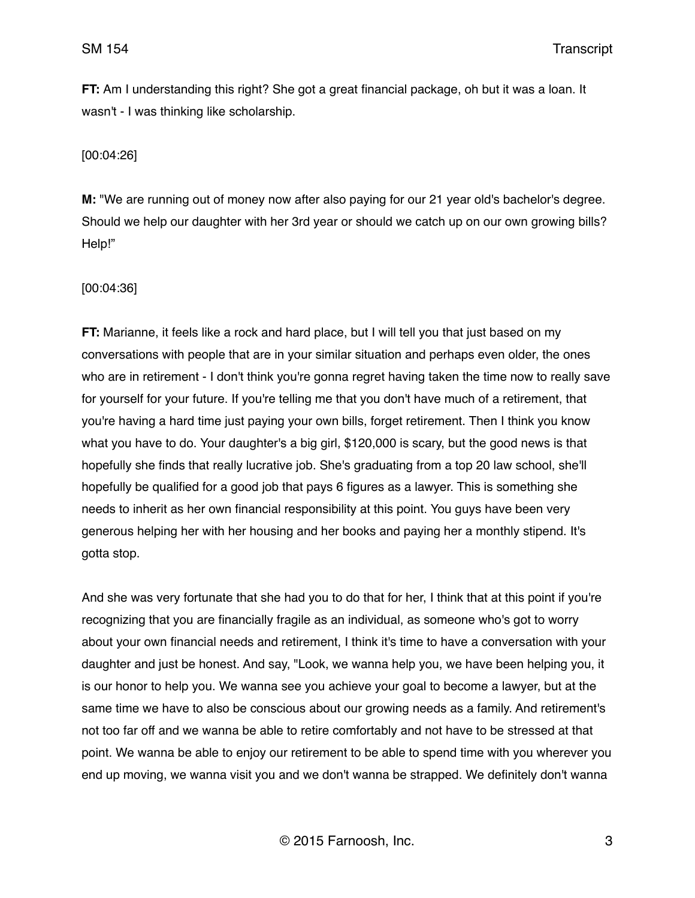**FT:** Am I understanding this right? She got a great financial package, oh but it was a loan. It wasn't - I was thinking like scholarship.

[00:04:26]

**M:** "We are running out of money now after also paying for our 21 year old's bachelor's degree. Should we help our daughter with her 3rd year or should we catch up on our own growing bills? Help!"

[00:04:36]

**FT:** Marianne, it feels like a rock and hard place, but I will tell you that just based on my conversations with people that are in your similar situation and perhaps even older, the ones who are in retirement - I don't think you're gonna regret having taken the time now to really save for yourself for your future. If you're telling me that you don't have much of a retirement, that you're having a hard time just paying your own bills, forget retirement. Then I think you know what you have to do. Your daughter's a big girl, $120,000 is scary, but the good news is that hopefully she finds that really lucrative job. She's graduating from a top 20 law school, she'll hopefully be qualified for a good job that pays 6 figures as a lawyer. This is something she needs to inherit as her own financial responsibility at this point. You guys have been very generous helping her with her housing and her books and paying her a monthly stipend. It's gotta stop.

And she was very fortunate that she had you to do that for her, I think that at this point if you're recognizing that you are financially fragile as an individual, as someone who's got to worry about your own financial needs and retirement, I think it's time to have a conversation with your daughter and just be honest. And say, "Look, we wanna help you, we have been helping you, it is our honor to help you. We wanna see you achieve your goal to become a lawyer, but at the same time we have to also be conscious about our growing needs as a family. And retirement's not too far off and we wanna be able to retire comfortably and not have to be stressed at that point. We wanna be able to enjoy our retirement to be able to spend time with you wherever you end up moving, we wanna visit you and we don't wanna be strapped. We definitely don't wanna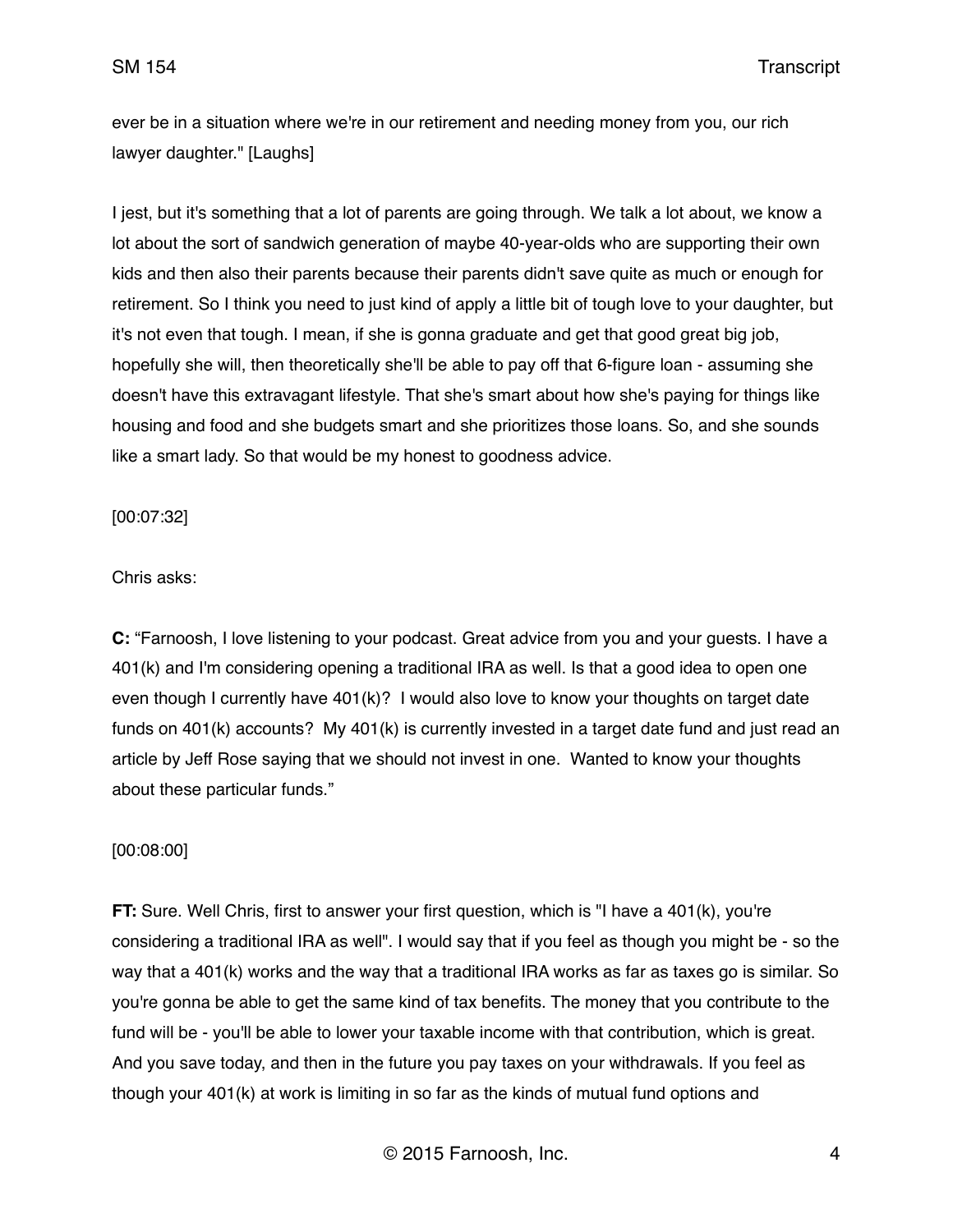ever be in a situation where we're in our retirement and needing money from you, our rich lawyer daughter." [Laughs]

I jest, but it's something that a lot of parents are going through. We talk a lot about, we know a lot about the sort of sandwich generation of maybe 40-year-olds who are supporting their own kids and then also their parents because their parents didn't save quite as much or enough for retirement. So I think you need to just kind of apply a little bit of tough love to your daughter, but it's not even that tough. I mean, if she is gonna graduate and get that good great big job, hopefully she will, then theoretically she'll be able to pay off that 6-figure loan - assuming she doesn't have this extravagant lifestyle. That she's smart about how she's paying for things like housing and food and she budgets smart and she prioritizes those loans. So, and she sounds like a smart lady. So that would be my honest to goodness advice.

[00:07:32]

Chris asks:

**C:** "Farnoosh, I love listening to your podcast. Great advice from you and your guests. I have a 401(k) and I'm considering opening a traditional IRA as well. Is that a good idea to open one even though I currently have 401(k)? I would also love to know your thoughts on target date funds on 401(k) accounts? My 401(k) is currently invested in a target date fund and just read an article by Jeff Rose saying that we should not invest in one. Wanted to know your thoughts about these particular funds."

[00:08:00]

**FT:** Sure. Well Chris, first to answer your first question, which is "I have a 401(k), you're considering a traditional IRA as well". I would say that if you feel as though you might be - so the way that a 401(k) works and the way that a traditional IRA works as far as taxes go is similar. So you're gonna be able to get the same kind of tax benefits. The money that you contribute to the fund will be - you'll be able to lower your taxable income with that contribution, which is great. And you save today, and then in the future you pay taxes on your withdrawals. If you feel as though your 401(k) at work is limiting in so far as the kinds of mutual fund options and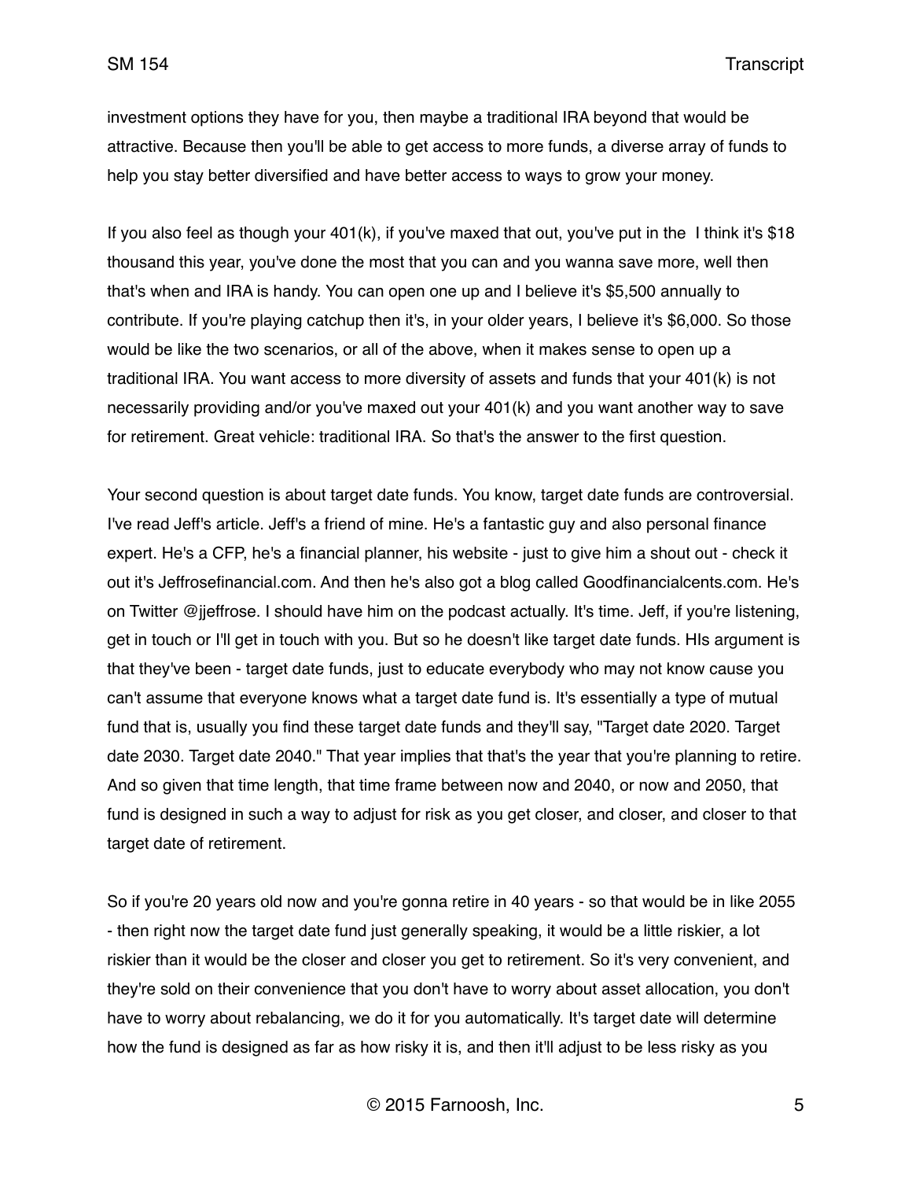investment options they have for you, then maybe a traditional IRA beyond that would be attractive. Because then you'll be able to get access to more funds, a diverse array of funds to help you stay better diversified and have better access to ways to grow your money.

If you also feel as though your 401(k), if you've maxed that out, you've put in the I think it's $18 thousand this year, you've done the most that you can and you wanna save more, well then that's when and IRA is handy. You can open one up and I believe it's $5,500 annually to contribute. If you're playing catchup then it's, in your older years, I believe it's $6,000. So those would be like the two scenarios, or all of the above, when it makes sense to open up a traditional IRA. You want access to more diversity of assets and funds that your 401(k) is not necessarily providing and/or you've maxed out your 401(k) and you want another way to save for retirement. Great vehicle: traditional IRA. So that's the answer to the first question.

Your second question is about target date funds. You know, target date funds are controversial. I've read Jeff's article. Jeff's a friend of mine. He's a fantastic guy and also personal finance expert. He's a CFP, he's a financial planner, his website - just to give him a shout out - check it out it's Jeffrosefinancial.com. And then he's also got a blog called Goodfinancialcents.com. He's on Twitter @jjeffrose. I should have him on the podcast actually. It's time. Jeff, if you're listening, get in touch or I'll get in touch with you. But so he doesn't like target date funds. HIs argument is that they've been - target date funds, just to educate everybody who may not know cause you can't assume that everyone knows what a target date fund is. It's essentially a type of mutual fund that is, usually you find these target date funds and they'll say, "Target date 2020. Target date 2030. Target date 2040." That year implies that that's the year that you're planning to retire. And so given that time length, that time frame between now and 2040, or now and 2050, that fund is designed in such a way to adjust for risk as you get closer, and closer, and closer to that target date of retirement.

So if you're 20 years old now and you're gonna retire in 40 years - so that would be in like 2055 - then right now the target date fund just generally speaking, it would be a little riskier, a lot riskier than it would be the closer and closer you get to retirement. So it's very convenient, and they're sold on their convenience that you don't have to worry about asset allocation, you don't have to worry about rebalancing, we do it for you automatically. It's target date will determine how the fund is designed as far as how risky it is, and then it'll adjust to be less risky as you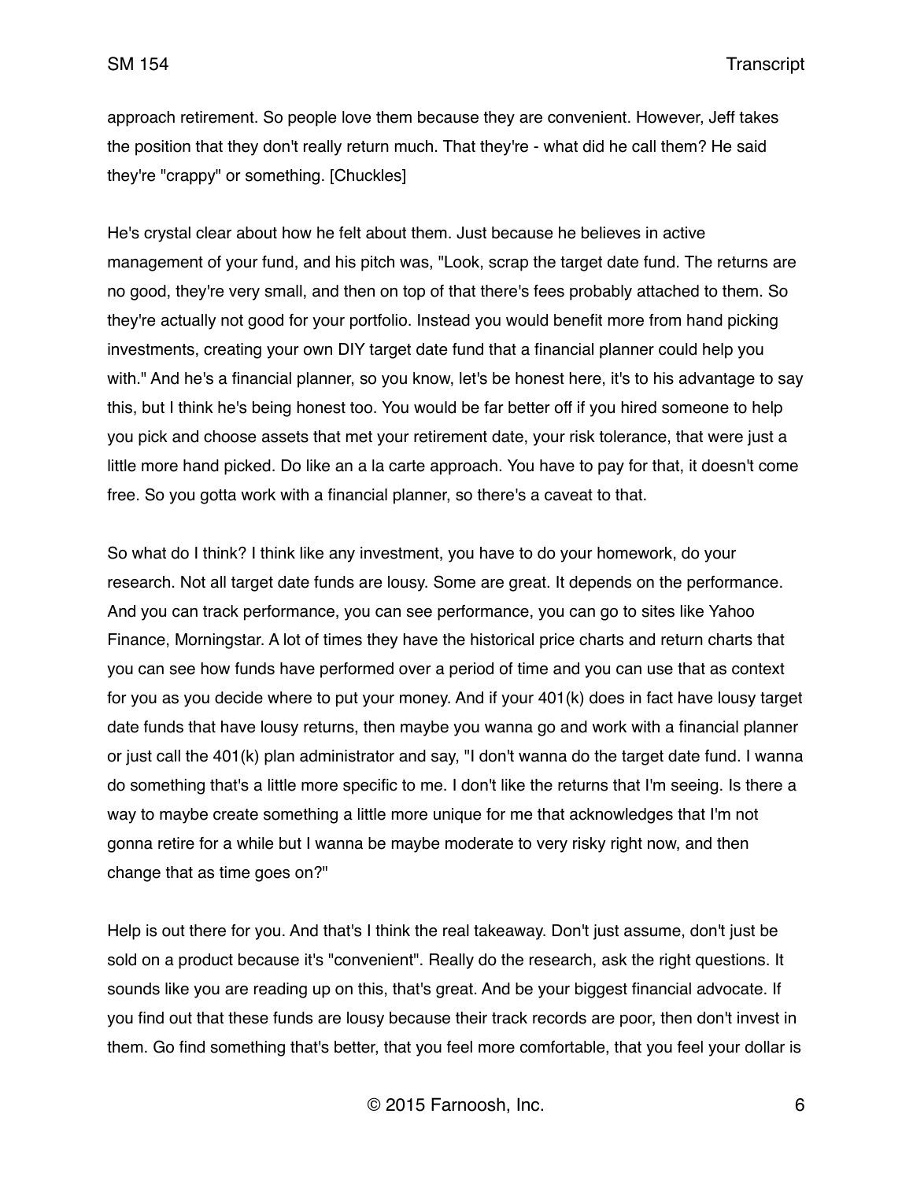approach retirement. So people love them because they are convenient. However, Jeff takes the position that they don't really return much. That they're - what did he call them? He said they're "crappy" or something. [Chuckles]

He's crystal clear about how he felt about them. Just because he believes in active management of your fund, and his pitch was, "Look, scrap the target date fund. The returns are no good, they're very small, and then on top of that there's fees probably attached to them. So they're actually not good for your portfolio. Instead you would benefit more from hand picking investments, creating your own DIY target date fund that a financial planner could help you with." And he's a financial planner, so you know, let's be honest here, it's to his advantage to say this, but I think he's being honest too. You would be far better off if you hired someone to help you pick and choose assets that met your retirement date, your risk tolerance, that were just a little more hand picked. Do like an a la carte approach. You have to pay for that, it doesn't come free. So you gotta work with a financial planner, so there's a caveat to that.

So what do I think? I think like any investment, you have to do your homework, do your research. Not all target date funds are lousy. Some are great. It depends on the performance. And you can track performance, you can see performance, you can go to sites like Yahoo Finance, Morningstar. A lot of times they have the historical price charts and return charts that you can see how funds have performed over a period of time and you can use that as context for you as you decide where to put your money. And if your 401(k) does in fact have lousy target date funds that have lousy returns, then maybe you wanna go and work with a financial planner or just call the 401(k) plan administrator and say, "I don't wanna do the target date fund. I wanna do something that's a little more specific to me. I don't like the returns that I'm seeing. Is there a way to maybe create something a little more unique for me that acknowledges that I'm not gonna retire for a while but I wanna be maybe moderate to very risky right now, and then change that as time goes on?"

Help is out there for you. And that's I think the real takeaway. Don't just assume, don't just be sold on a product because it's "convenient". Really do the research, ask the right questions. It sounds like you are reading up on this, that's great. And be your biggest financial advocate. If you find out that these funds are lousy because their track records are poor, then don't invest in them. Go find something that's better, that you feel more comfortable, that you feel your dollar is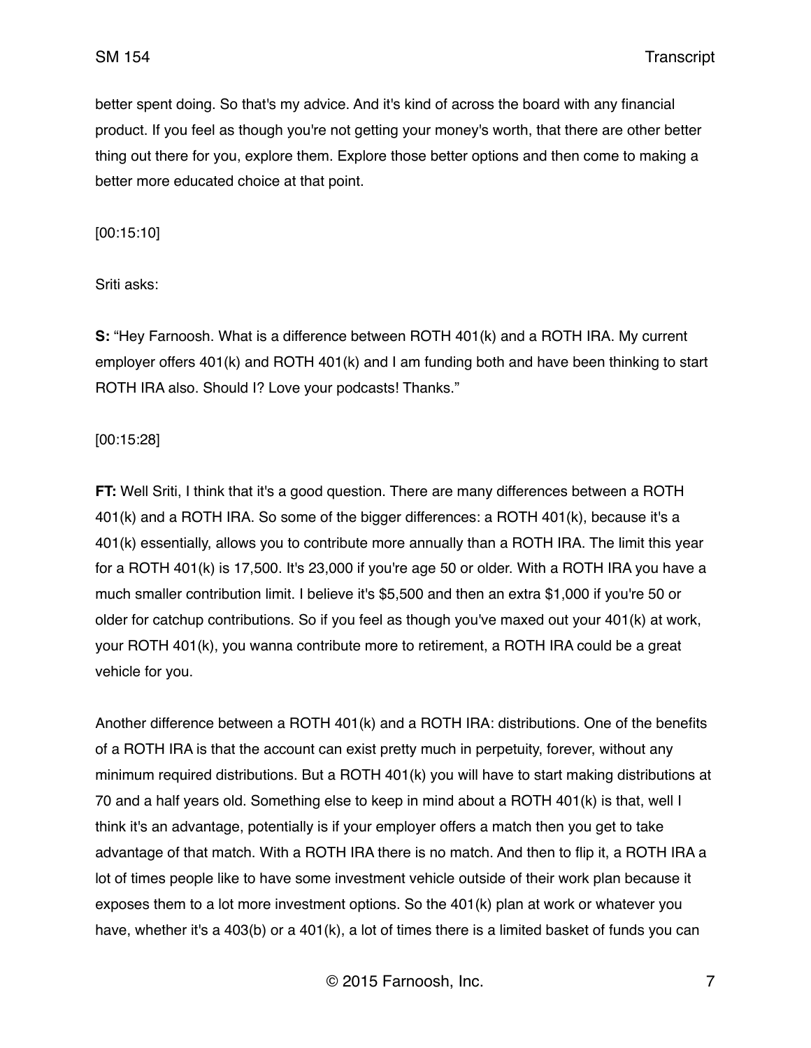better spent doing. So that's my advice. And it's kind of across the board with any financial product. If you feel as though you're not getting your money's worth, that there are other better thing out there for you, explore them. Explore those better options and then come to making a better more educated choice at that point.

[00:15:10]

Sriti asks:

**S:** "Hey Farnoosh. What is a difference between ROTH 401(k) and a ROTH IRA. My current employer offers 401(k) and ROTH 401(k) and I am funding both and have been thinking to start ROTH IRA also. Should I? Love your podcasts! Thanks."

[00:15:28]

**FT:** Well Sriti, I think that it's a good question. There are many differences between a ROTH 401(k) and a ROTH IRA. So some of the bigger differences: a ROTH 401(k), because it's a 401(k) essentially, allows you to contribute more annually than a ROTH IRA. The limit this year for a ROTH 401(k) is 17,500. It's 23,000 if you're age 50 or older. With a ROTH IRA you have a much smaller contribution limit. I believe it's $5,500 and then an extra $1,000 if you're 50 or older for catchup contributions. So if you feel as though you've maxed out your 401(k) at work, your ROTH 401(k), you wanna contribute more to retirement, a ROTH IRA could be a great vehicle for you.

Another difference between a ROTH 401(k) and a ROTH IRA: distributions. One of the benefits of a ROTH IRA is that the account can exist pretty much in perpetuity, forever, without any minimum required distributions. But a ROTH 401(k) you will have to start making distributions at 70 and a half years old. Something else to keep in mind about a ROTH 401(k) is that, well I think it's an advantage, potentially is if your employer offers a match then you get to take advantage of that match. With a ROTH IRA there is no match. And then to flip it, a ROTH IRA a lot of times people like to have some investment vehicle outside of their work plan because it exposes them to a lot more investment options. So the 401(k) plan at work or whatever you have, whether it's a 403(b) or a 401(k), a lot of times there is a limited basket of funds you can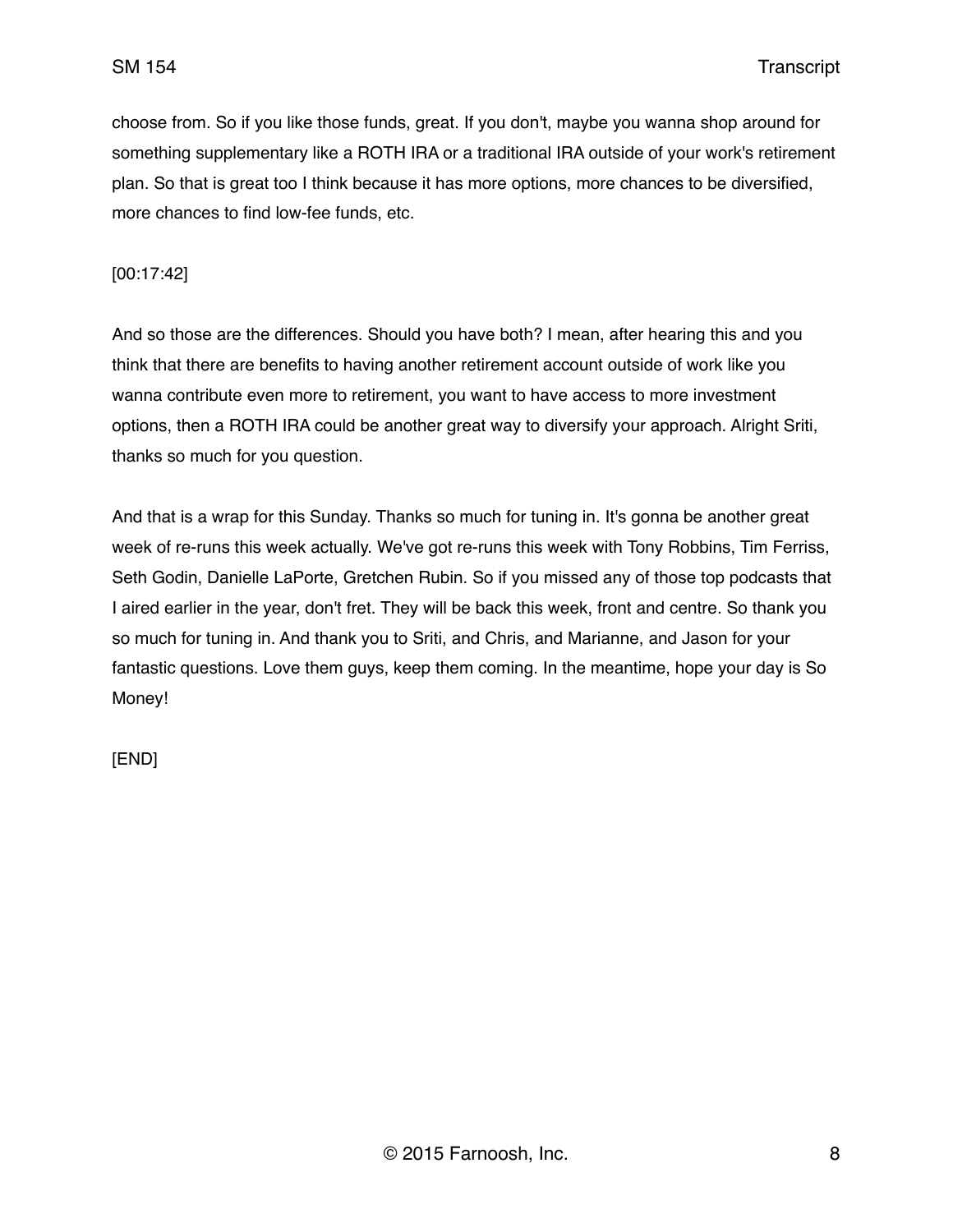choose from. So if you like those funds, great. If you don't, maybe you wanna shop around for something supplementary like a ROTH IRA or a traditional IRA outside of your work's retirement plan. So that is great too I think because it has more options, more chances to be diversified, more chances to find low-fee funds, etc.

[00:17:42]

And so those are the differences. Should you have both? I mean, after hearing this and you think that there are benefits to having another retirement account outside of work like you wanna contribute even more to retirement, you want to have access to more investment options, then a ROTH IRA could be another great way to diversify your approach. Alright Sriti, thanks so much for you question.

And that is a wrap for this Sunday. Thanks so much for tuning in. It's gonna be another great week of re-runs this week actually. We've got re-runs this week with Tony Robbins, Tim Ferriss, Seth Godin, Danielle LaPorte, Gretchen Rubin. So if you missed any of those top podcasts that I aired earlier in the year, don't fret. They will be back this week, front and centre. So thank you so much for tuning in. And thank you to Sriti, and Chris, and Marianne, and Jason for your fantastic questions. Love them guys, keep them coming. In the meantime, hope your day is So Money!

[END]